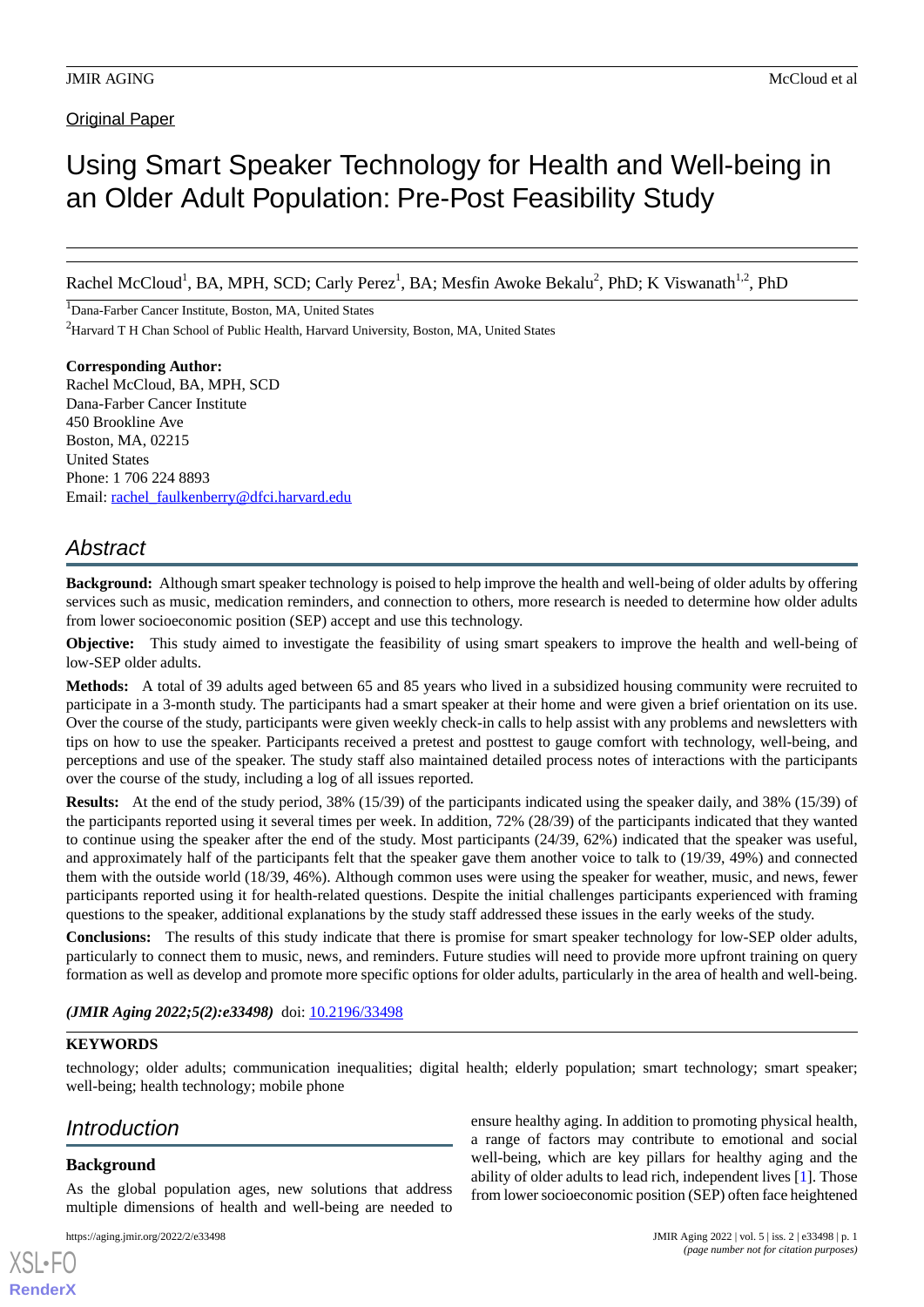Original Paper

# Using Smart Speaker Technology for Health and Well-being in an Older Adult Population: Pre-Post Feasibility Study

Rachel McCloud[1], BA, MPH, SCD; Carly Perez[1], BA; Mesfin Awoke Bekalu[2], PhD; K Viswanath[1,2], PhD

[1]Dana-Farber Cancer Institute, Boston, MA, United States

[2]Harvard T H Chan School of Public Health, Harvard University, Boston, MA, United States

**Corresponding Author:**
Rachel McCloud, BA, MPH, SCD
Dana-Farber Cancer Institute
450 Brookline Ave
Boston, MA, 02215
United States
Phone: 1 706 224 8893
Email: rachel_faulkenberry@dfci.harvard.edu

## *Abstract*

**Background:** Although smart speaker technology is poised to help improve the health and well-being of older adults by offering services such as music, medication reminders, and connection to others, more research is needed to determine how older adults from lower socioeconomic position (SEP) accept and use this technology.

**Objective:** This study aimed to investigate the feasibility of using smart speakers to improve the health and well-being of low-SEP older adults.

**Methods:** A total of 39 adults aged between 65 and 85 years who lived in a subsidized housing community were recruited to participate in a 3-month study. The participants had a smart speaker at their home and were given a brief orientation on its use. Over the course of the study, participants were given weekly check-in calls to help assist with any problems and newsletters with tips on how to use the speaker. Participants received a pretest and posttest to gauge comfort with technology, well-being, and perceptions and use of the speaker. The study staff also maintained detailed process notes of interactions with the participants over the course of the study, including a log of all issues reported.

**Results:** At the end of the study period, 38% (15/39) of the participants indicated using the speaker daily, and 38% (15/39) of the participants reported using it several times per week. In addition, 72% (28/39) of the participants indicated that they wanted to continue using the speaker after the end of the study. Most participants (24/39, 62%) indicated that the speaker was useful, and approximately half of the participants felt that the speaker gave them another voice to talk to (19/39, 49%) and connected them with the outside world (18/39, 46%). Although common uses were using the speaker for weather, music, and news, fewer participants reported using it for health-related questions. Despite the initial challenges participants experienced with framing questions to the speaker, additional explanations by the study staff addressed these issues in the early weeks of the study.

**Conclusions:** The results of this study indicate that there is promise for smart speaker technology for low-SEP older adults, particularly to connect them to music, news, and reminders. Future studies will need to provide more upfront training on query formation as well as develop and promote more specific options for older adults, particularly in the area of health and well-being.

***(JMIR Aging 2022;5(2):e33498)*** doi: 10.2196/33498

**KEYWORDS**

technology; older adults; communication inequalities; digital health; elderly population; smart technology; smart speaker; well-being; health technology; mobile phone

## *Introduction*

### Background

As the global population ages, new solutions that address multiple dimensions of health and well-being are needed to ensure healthy aging. In addition to promoting physical health, a range of factors may contribute to emotional and social well-being, which are key pillars for healthy aging and the ability of older adults to lead rich, independent lives [1]. Those from lower socioeconomic position (SEP) often face heightened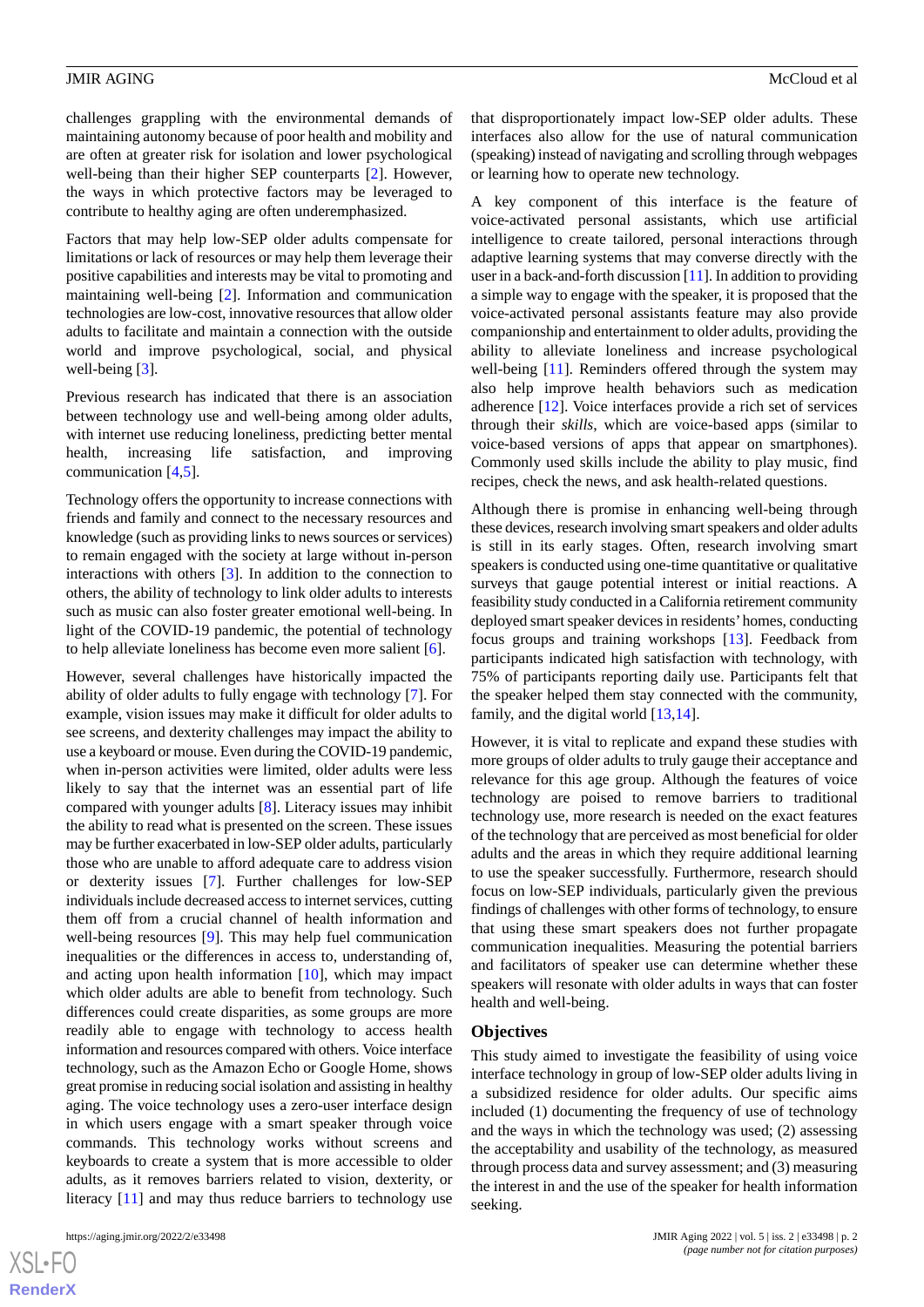challenges grappling with the environmental demands of maintaining autonomy because of poor health and mobility and are often at greater risk for isolation and lower psychological well-being than their higher SEP counterparts [2]. However, the ways in which protective factors may be leveraged to contribute to healthy aging are often underemphasized.

Factors that may help low-SEP older adults compensate for limitations or lack of resources or may help them leverage their positive capabilities and interests may be vital to promoting and maintaining well-being [2]. Information and communication technologies are low-cost, innovative resources that allow older adults to facilitate and maintain a connection with the outside world and improve psychological, social, and physical well-being [3].

Previous research has indicated that there is an association between technology use and well-being among older adults, with internet use reducing loneliness, predicting better mental health, increasing life satisfaction, and improving communication [4,5].

Technology offers the opportunity to increase connections with friends and family and connect to the necessary resources and knowledge (such as providing links to news sources or services) to remain engaged with the society at large without in-person interactions with others [3]. In addition to the connection to others, the ability of technology to link older adults to interests such as music can also foster greater emotional well-being. In light of the COVID-19 pandemic, the potential of technology to help alleviate loneliness has become even more salient [6].

However, several challenges have historically impacted the ability of older adults to fully engage with technology [7]. For example, vision issues may make it difficult for older adults to see screens, and dexterity challenges may impact the ability to use a keyboard or mouse. Even during the COVID-19 pandemic, when in-person activities were limited, older adults were less likely to say that the internet was an essential part of life compared with younger adults [8]. Literacy issues may inhibit the ability to read what is presented on the screen. These issues may be further exacerbated in low-SEP older adults, particularly those who are unable to afford adequate care to address vision or dexterity issues [7]. Further challenges for low-SEP individuals include decreased access to internet services, cutting them off from a crucial channel of health information and well-being resources [9]. This may help fuel communication inequalities or the differences in access to, understanding of, and acting upon health information [10], which may impact which older adults are able to benefit from technology. Such differences could create disparities, as some groups are more readily able to engage with technology to access health information and resources compared with others. Voice interface technology, such as the Amazon Echo or Google Home, shows great promise in reducing social isolation and assisting in healthy aging. The voice technology uses a zero-user interface design in which users engage with a smart speaker through voice commands. This technology works without screens and keyboards to create a system that is more accessible to older adults, as it removes barriers related to vision, dexterity, or literacy [11] and may thus reduce barriers to technology use that disproportionately impact low-SEP older adults. These interfaces also allow for the use of natural communication (speaking) instead of navigating and scrolling through webpages or learning how to operate new technology.

A key component of this interface is the feature of voice-activated personal assistants, which use artificial intelligence to create tailored, personal interactions through adaptive learning systems that may converse directly with the user in a back-and-forth discussion [11]. In addition to providing a simple way to engage with the speaker, it is proposed that the voice-activated personal assistants feature may also provide companionship and entertainment to older adults, providing the ability to alleviate loneliness and increase psychological well-being [11]. Reminders offered through the system may also help improve health behaviors such as medication adherence [12]. Voice interfaces provide a rich set of services through their *skills*, which are voice-based apps (similar to voice-based versions of apps that appear on smartphones). Commonly used skills include the ability to play music, find recipes, check the news, and ask health-related questions.

Although there is promise in enhancing well-being through these devices, research involving smart speakers and older adults is still in its early stages. Often, research involving smart speakers is conducted using one-time quantitative or qualitative surveys that gauge potential interest or initial reactions. A feasibility study conducted in a California retirement community deployed smart speaker devices in residents' homes, conducting focus groups and training workshops [13]. Feedback from participants indicated high satisfaction with technology, with 75% of participants reporting daily use. Participants felt that the speaker helped them stay connected with the community, family, and the digital world [13,14].

However, it is vital to replicate and expand these studies with more groups of older adults to truly gauge their acceptance and relevance for this age group. Although the features of voice technology are poised to remove barriers to traditional technology use, more research is needed on the exact features of the technology that are perceived as most beneficial for older adults and the areas in which they require additional learning to use the speaker successfully. Furthermore, research should focus on low-SEP individuals, particularly given the previous findings of challenges with other forms of technology, to ensure that using these smart speakers does not further propagate communication inequalities. Measuring the potential barriers and facilitators of speaker use can determine whether these speakers will resonate with older adults in ways that can foster health and well-being.

## Objectives

This study aimed to investigate the feasibility of using voice interface technology in group of low-SEP older adults living in a subsidized residence for older adults. Our specific aims included (1) documenting the frequency of use of technology and the ways in which the technology was used; (2) assessing the acceptability and usability of the technology, as measured through process data and survey assessment; and (3) measuring the interest in and the use of the speaker for health information seeking.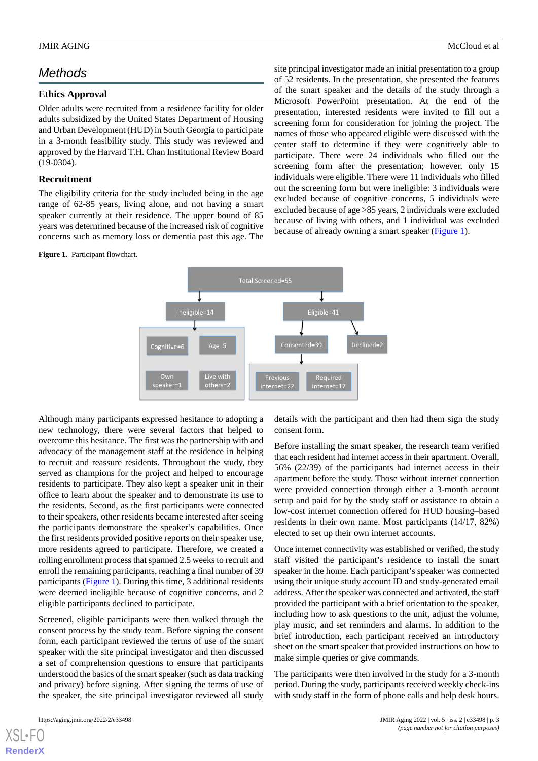## Methods

### Ethics Approval

Older adults were recruited from a residence facility for older adults subsidized by the United States Department of Housing and Urban Development (HUD) in South Georgia to participate in a 3-month feasibility study. This study was reviewed and approved by the Harvard T.H. Chan Institutional Review Board (19-0304).

### Recruitment

The eligibility criteria for the study included being in the age range of 62-85 years, living alone, and not having a smart speaker currently at their residence. The upper bound of 85 years was determined because of the increased risk of cognitive concerns such as memory loss or dementia past this age. The site principal investigator made an initial presentation to a group of 52 residents. In the presentation, she presented the features of the smart speaker and the details of the study through a Microsoft PowerPoint presentation. At the end of the presentation, interested residents were invited to fill out a screening form for consideration for joining the project. The names of those who appeared eligible were discussed with the center staff to determine if they were cognitively able to participate. There were 24 individuals who filled out the screening form after the presentation; however, only 15 individuals were eligible. There were 11 individuals who filled out the screening form but were ineligible: 3 individuals were excluded because of cognitive concerns, 5 individuals were excluded because of age >85 years, 2 individuals were excluded because of living with others, and 1 individual was excluded because of already owning a smart speaker (Figure 1).

**Figure 1.** Participant flowchart.

```
Total Screened=55
├── Ineligible=14
│   ├── Cognitive=6
│   ├── Age=5
│   ├── Own speaker=1
│   └── Live with others=2
└── Eligible=41
    ├── Consented=39
    │   ├── Previous internet=22
    │   └── Required internet=17
    └── Declined=2
```

Although many participants expressed hesitance to adopting a new technology, there were several factors that helped to overcome this hesitance. The first was the partnership with and advocacy of the management staff at the residence in helping to recruit and reassure residents. Throughout the study, they served as champions for the project and helped to encourage residents to participate. They also kept a speaker unit in their office to learn about the speaker and to demonstrate its use to the residents. Second, as the first participants were connected to their speakers, other residents became interested after seeing the participants demonstrate the speaker's capabilities. Once the first residents provided positive reports on their speaker use, more residents agreed to participate. Therefore, we created a rolling enrollment process that spanned 2.5 weeks to recruit and enroll the remaining participants, reaching a final number of 39 participants (Figure 1). During this time, 3 additional residents were deemed ineligible because of cognitive concerns, and 2 eligible participants declined to participate.

Screened, eligible participants were then walked through the consent process by the study team. Before signing the consent form, each participant reviewed the terms of use of the smart speaker with the site principal investigator and then discussed a set of comprehension questions to ensure that participants understood the basics of the smart speaker (such as data tracking and privacy) before signing. After signing the terms of use of the speaker, the site principal investigator reviewed all study details with the participant and then had them sign the study consent form.

Before installing the smart speaker, the research team verified that each resident had internet access in their apartment. Overall, 56% (22/39) of the participants had internet access in their apartment before the study. Those without internet connection were provided connection through either a 3-month account setup and paid for by the study staff or assistance to obtain a low-cost internet connection offered for HUD housing–based residents in their own name. Most participants (14/17, 82%) elected to set up their own internet accounts.

Once internet connectivity was established or verified, the study staff visited the participant's residence to install the smart speaker in the home. Each participant's speaker was connected using their unique study account ID and study-generated email address. After the speaker was connected and activated, the staff provided the participant with a brief orientation to the speaker, including how to ask questions to the unit, adjust the volume, play music, and set reminders and alarms. In addition to the brief introduction, each participant received an introductory sheet on the smart speaker that provided instructions on how to make simple queries or give commands.

The participants were then involved in the study for a 3-month period. During the study, participants received weekly check-ins with study staff in the form of phone calls and help desk hours.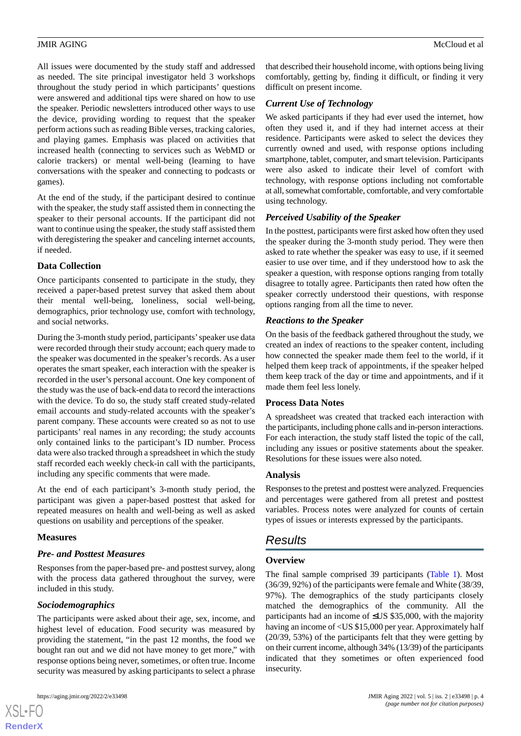All issues were documented by the study staff and addressed as needed. The site principal investigator held 3 workshops throughout the study period in which participants' questions were answered and additional tips were shared on how to use the speaker. Periodic newsletters introduced other ways to use the device, providing wording to request that the speaker perform actions such as reading Bible verses, tracking calories, and playing games. Emphasis was placed on activities that increased health (connecting to services such as WebMD or calorie trackers) or mental well-being (learning to have conversations with the speaker and connecting to podcasts or games).

At the end of the study, if the participant desired to continue with the speaker, the study staff assisted them in connecting the speaker to their personal accounts. If the participant did not want to continue using the speaker, the study staff assisted them with deregistering the speaker and canceling internet accounts, if needed.

### Data Collection

Once participants consented to participate in the study, they received a paper-based pretest survey that asked them about their mental well-being, loneliness, social well-being, demographics, prior technology use, comfort with technology, and social networks.

During the 3-month study period, participants' speaker use data were recorded through their study account; each query made to the speaker was documented in the speaker's records. As a user operates the smart speaker, each interaction with the speaker is recorded in the user's personal account. One key component of the study was the use of back-end data to record the interactions with the device. To do so, the study staff created study-related email accounts and study-related accounts with the speaker's parent company. These accounts were created so as not to use participants' real names in any recording; the study accounts only contained links to the participant's ID number. Process data were also tracked through a spreadsheet in which the study staff recorded each weekly check-in call with the participants, including any specific comments that were made.

At the end of each participant's 3-month study period, the participant was given a paper-based posttest that asked for repeated measures on health and well-being as well as asked questions on usability and perceptions of the speaker.

### Measures

#### *Pre- and Posttest Measures*

Responses from the paper-based pre- and posttest survey, along with the process data gathered throughout the survey, were included in this study.

#### *Sociodemographics*

The participants were asked about their age, sex, income, and highest level of education. Food security was measured by providing the statement, "in the past 12 months, the food we bought ran out and we did not have money to get more," with response options being never, sometimes, or often true. Income security was measured by asking participants to select a phrase that described their household income, with options being living comfortably, getting by, finding it difficult, or finding it very difficult on present income.

#### *Current Use of Technology*

We asked participants if they had ever used the internet, how often they used it, and if they had internet access at their residence. Participants were asked to select the devices they currently owned and used, with response options including smartphone, tablet, computer, and smart television. Participants were also asked to indicate their level of comfort with technology, with response options including not comfortable at all, somewhat comfortable, comfortable, and very comfortable using technology.

#### *Perceived Usability of the Speaker*

In the posttest, participants were first asked how often they used the speaker during the 3-month study period. They were then asked to rate whether the speaker was easy to use, if it seemed easier to use over time, and if they understood how to ask the speaker a question, with response options ranging from totally disagree to totally agree. Participants then rated how often the speaker correctly understood their questions, with response options ranging from all the time to never.

#### *Reactions to the Speaker*

On the basis of the feedback gathered throughout the study, we created an index of reactions to the speaker content, including how connected the speaker made them feel to the world, if it helped them keep track of appointments, if the speaker helped them keep track of the day or time and appointments, and if it made them feel less lonely.

### Process Data Notes

A spreadsheet was created that tracked each interaction with the participants, including phone calls and in-person interactions. For each interaction, the study staff listed the topic of the call, including any issues or positive statements about the speaker. Resolutions for these issues were also noted.

### Analysis

Responses to the pretest and posttest were analyzed. Frequencies and percentages were gathered from all pretest and posttest variables. Process notes were analyzed for counts of certain types of issues or interests expressed by the participants.

## Results

### Overview

The final sample comprised 39 participants (Table 1). Most (36/39, 92%) of the participants were female and White (38/39, 97%). The demographics of the study participants closely matched the demographics of the community. All the participants had an income of ≤US $35,000, with the majority having an income of <US $15,000 per year. Approximately half (20/39, 53%) of the participants felt that they were getting by on their current income, although 34% (13/39) of the participants indicated that they sometimes or often experienced food insecurity.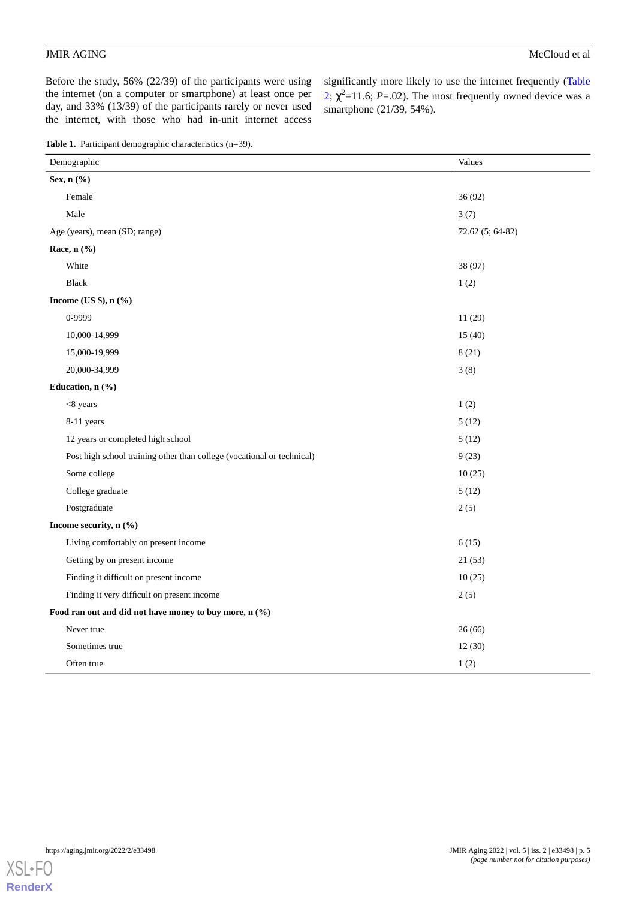Before the study, 56% (22/39) of the participants were using the internet (on a computer or smartphone) at least once per day, and 33% (13/39) of the participants rarely or never used the internet, with those who had in-unit internet access significantly more likely to use the internet frequently (Table 2; $\chi^2$=11.6; $P$=.02). The most frequently owned device was a smartphone (21/39, 54%).

**Table 1.** Participant demographic characteristics (n=39).

| Demographic | Values |
|---|---|
| **Sex, n (%)** | |
| Female | 36 (92) |
| Male | 3 (7) |
| Age (years), mean (SD; range) | 72.62 (5; 64-82) |
| **Race, n (%)** | |
| White | 38 (97) |
| Black | 1 (2) |
| **Income (US $), n (%)** | |
| 0-9999 | 11 (29) |
| 10,000-14,999 | 15 (40) |
| 15,000-19,999 | 8 (21) |
| 20,000-34,999 | 3 (8) |
| **Education, n (%)** | |
| <8 years | 1 (2) |
| 8-11 years | 5 (12) |
| 12 years or completed high school | 5 (12) |
| Post high school training other than college (vocational or technical) | 9 (23) |
| Some college | 10 (25) |
| College graduate | 5 (12) |
| Postgraduate | 2 (5) |
| **Income security, n (%)** | |
| Living comfortably on present income | 6 (15) |
| Getting by on present income | 21 (53) |
| Finding it difficult on present income | 10 (25) |
| Finding it very difficult on present income | 2 (5) |
| **Food ran out and did not have money to buy more, n (%)** | |
| Never true | 26 (66) |
| Sometimes true | 12 (30) |
| Often true | 1 (2) |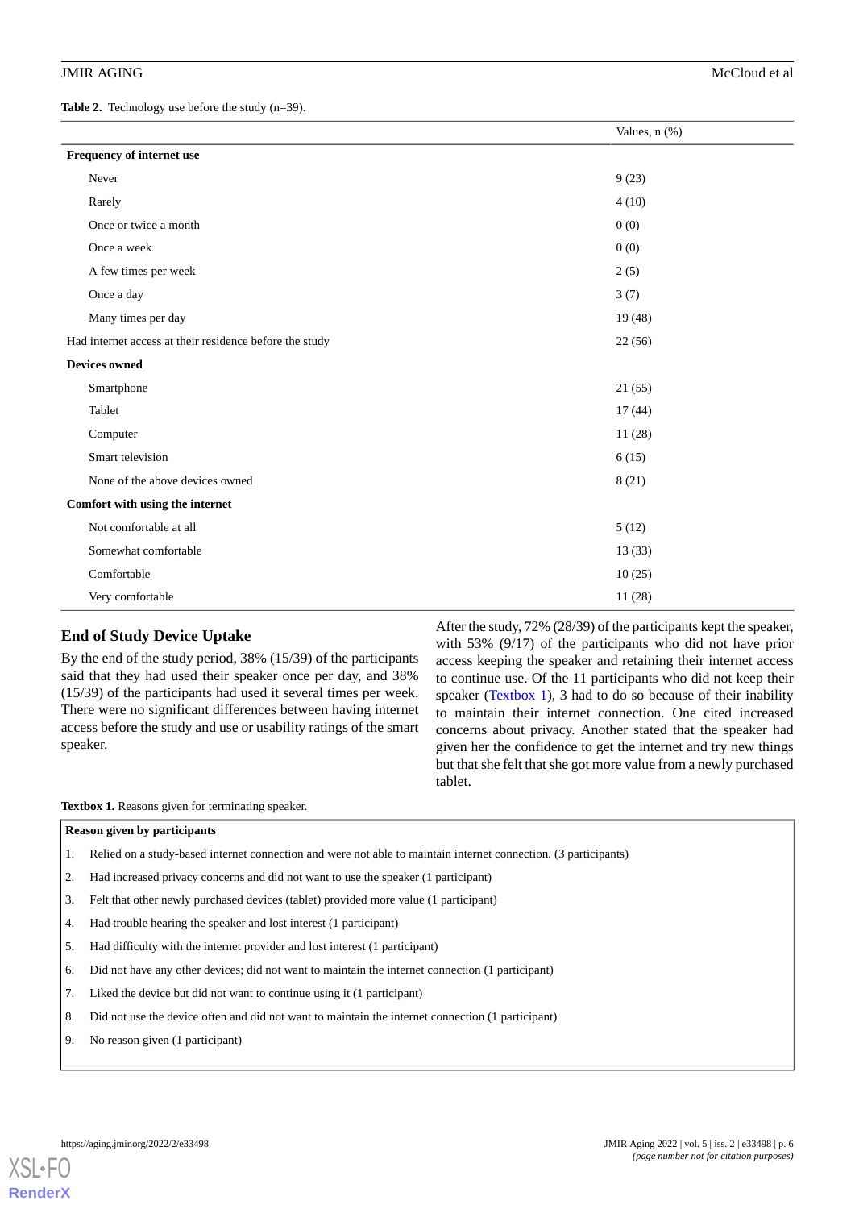**Table 2.** Technology use before the study (n=39).

| | Values, n (%) |
|---|---|
| **Frequency of internet use** | |
| Never | 9 (23) |
| Rarely | 4 (10) |
| Once or twice a month | 0 (0) |
| Once a week | 0 (0) |
| A few times per week | 2 (5) |
| Once a day | 3 (7) |
| Many times per day | 19 (48) |
| Had internet access at their residence before the study | 22 (56) |
| **Devices owned** | |
| Smartphone | 21 (55) |
| Tablet | 17 (44) |
| Computer | 11 (28) |
| Smart television | 6 (15) |
| None of the above devices owned | 8 (21) |
| **Comfort with using the internet** | |
| Not comfortable at all | 5 (12) |
| Somewhat comfortable | 13 (33) |
| Comfortable | 10 (25) |
| Very comfortable | 11 (28) |

## End of Study Device Uptake

By the end of the study period, 38% (15/39) of the participants said that they had used their speaker once per day, and 38% (15/39) of the participants had used it several times per week. There were no significant differences between having internet access before the study and use or usability ratings of the smart speaker.

After the study, 72% (28/39) of the participants kept the speaker, with 53% (9/17) of the participants who did not have prior access keeping the speaker and retaining their internet access to continue use. Of the 11 participants who did not keep their speaker (Textbox 1), 3 had to do so because of their inability to maintain their internet connection. One cited increased concerns about privacy. Another stated that the speaker had given her the confidence to get the internet and try new things but that she felt that she got more value from a newly purchased tablet.

**Textbox 1.** Reasons given for terminating speaker.

**Reason given by participants**

1. Relied on a study-based internet connection and were not able to maintain internet connection. (3 participants)
2. Had increased privacy concerns and did not want to use the speaker (1 participant)
3. Felt that other newly purchased devices (tablet) provided more value (1 participant)
4. Had trouble hearing the speaker and lost interest (1 participant)
5. Had difficulty with the internet provider and lost interest (1 participant)
6. Did not have any other devices; did not want to maintain the internet connection (1 participant)
7. Liked the device but did not want to continue using it (1 participant)
8. Did not use the device often and did not want to maintain the internet connection (1 participant)
9. No reason given (1 participant)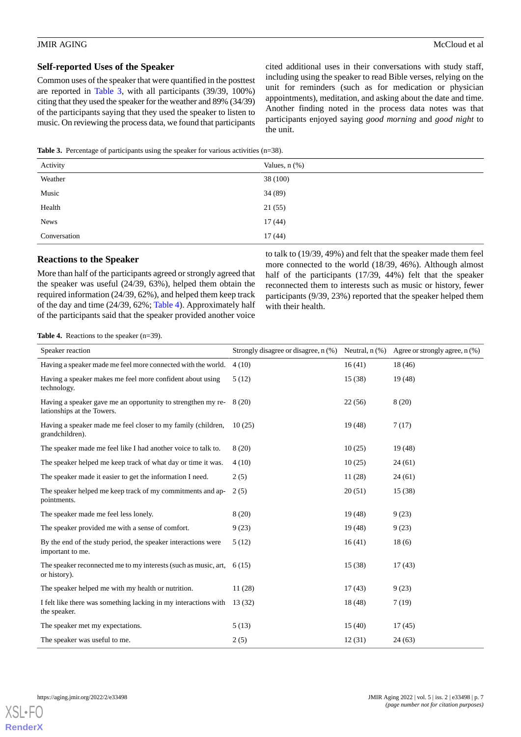### Self-reported Uses of the Speaker

Common uses of the speaker that were quantified in the posttest are reported in Table 3, with all participants (39/39, 100%) citing that they used the speaker for the weather and 89% (34/39) of the participants saying that they used the speaker to listen to music. On reviewing the process data, we found that participants cited additional uses in their conversations with study staff, including using the speaker to read Bible verses, relying on the unit for reminders (such as for medication or physician appointments), meditation, and asking about the date and time. Another finding noted in the process data notes was that participants enjoyed saying *good morning* and *good night* to the unit.

**Table 3.** Percentage of participants using the speaker for various activities (n=38).

| Activity | Values, n (%) |
|---|---|
| Weather | 38 (100) |
| Music | 34 (89) |
| Health | 21 (55) |
| News | 17 (44) |
| Conversation | 17 (44) |

### Reactions to the Speaker

More than half of the participants agreed or strongly agreed that the speaker was useful (24/39, 63%), helped them obtain the required information (24/39, 62%), and helped them keep track of the day and time (24/39, 62%; Table 4). Approximately half of the participants said that the speaker provided another voice to talk to (19/39, 49%) and felt that the speaker made them feel more connected to the world (18/39, 46%). Although almost half of the participants (17/39, 44%) felt that the speaker reconnected them to interests such as music or history, fewer participants (9/39, 23%) reported that the speaker helped them with their health.

**Table 4.** Reactions to the speaker (n=39).

| Speaker reaction | Strongly disagree or disagree, n (%) | Neutral, n (%) | Agree or strongly agree, n (%) |
|---|---|---|---|
| Having a speaker made me feel more connected with the world. | 4 (10) | 16 (41) | 18 (46) |
| Having a speaker makes me feel more confident about using technology. | 5 (12) | 15 (38) | 19 (48) |
| Having a speaker gave me an opportunity to strengthen my relationships at the Towers. | 8 (20) | 22 (56) | 8 (20) |
| Having a speaker made me feel closer to my family (children, grandchildren). | 10 (25) | 19 (48) | 7 (17) |
| The speaker made me feel like I had another voice to talk to. | 8 (20) | 10 (25) | 19 (48) |
| The speaker helped me keep track of what day or time it was. | 4 (10) | 10 (25) | 24 (61) |
| The speaker made it easier to get the information I need. | 2 (5) | 11 (28) | 24 (61) |
| The speaker helped me keep track of my commitments and appointments. | 2 (5) | 20 (51) | 15 (38) |
| The speaker made me feel less lonely. | 8 (20) | 19 (48) | 9 (23) |
| The speaker provided me with a sense of comfort. | 9 (23) | 19 (48) | 9 (23) |
| By the end of the study period, the speaker interactions were important to me. | 5 (12) | 16 (41) | 18 (6) |
| The speaker reconnected me to my interests (such as music, art, or history). | 6 (15) | 15 (38) | 17 (43) |
| The speaker helped me with my health or nutrition. | 11 (28) | 17 (43) | 9 (23) |
| I felt like there was something lacking in my interactions with the speaker. | 13 (32) | 18 (48) | 7 (19) |
| The speaker met my expectations. | 5 (13) | 15 (40) | 17 (45) |
| The speaker was useful to me. | 2 (5) | 12 (31) | 24 (63) |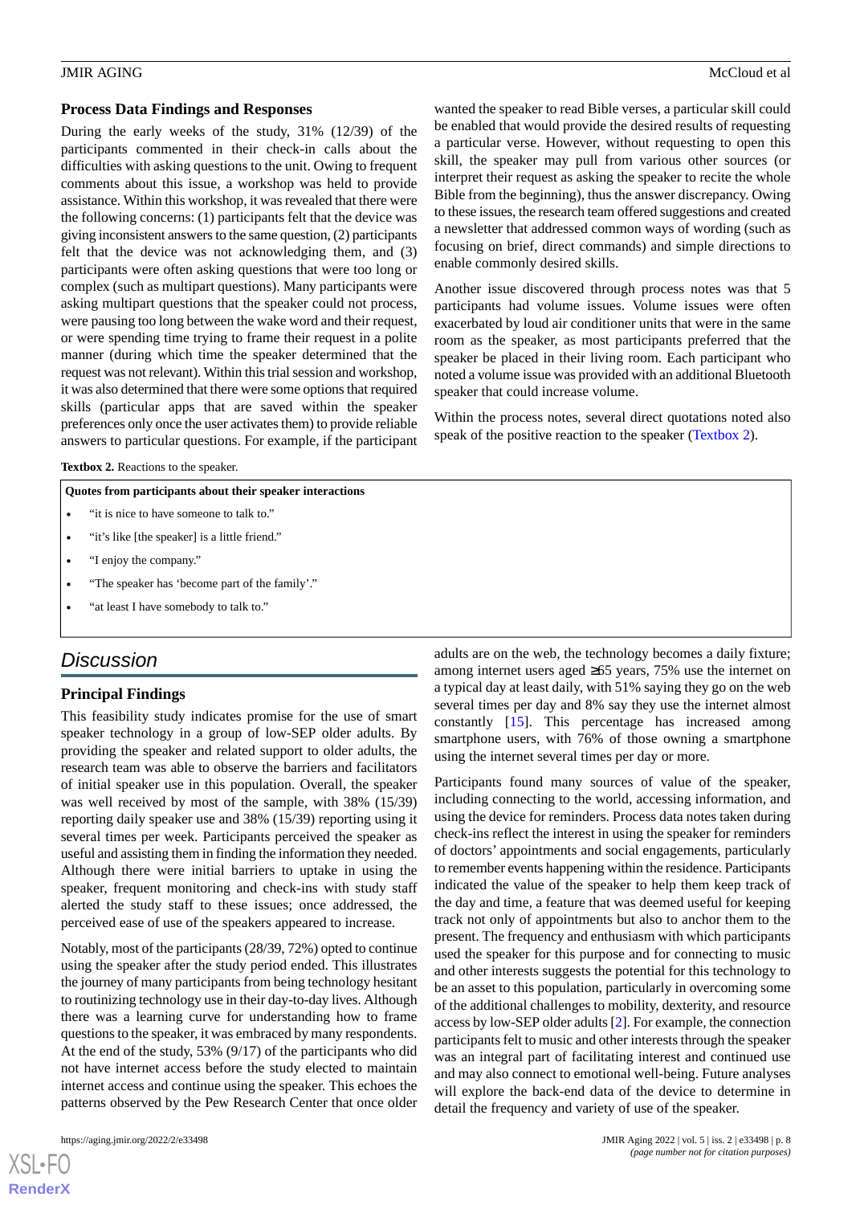### Process Data Findings and Responses

During the early weeks of the study, 31% (12/39) of the participants commented in their check-in calls about the difficulties with asking questions to the unit. Owing to frequent comments about this issue, a workshop was held to provide assistance. Within this workshop, it was revealed that there were the following concerns: (1) participants felt that the device was giving inconsistent answers to the same question, (2) participants felt that the device was not acknowledging them, and (3) participants were often asking questions that were too long or complex (such as multipart questions). Many participants were asking multipart questions that the speaker could not process, were pausing too long between the wake word and their request, or were spending time trying to frame their request in a polite manner (during which time the speaker determined that the request was not relevant). Within this trial session and workshop, it was also determined that there were some options that required skills (particular apps that are saved within the speaker preferences only once the user activates them) to provide reliable answers to particular questions. For example, if the participant wanted the speaker to read Bible verses, a particular skill could be enabled that would provide the desired results of requesting a particular verse. However, without requesting to open this skill, the speaker may pull from various other sources (or interpret their request as asking the speaker to recite the whole Bible from the beginning), thus the answer discrepancy. Owing to these issues, the research team offered suggestions and created a newsletter that addressed common ways of wording (such as focusing on brief, direct commands) and simple directions to enable commonly desired skills.

Another issue discovered through process notes was that 5 participants had volume issues. Volume issues were often exacerbated by loud air conditioner units that were in the same room as the speaker, as most participants preferred that the speaker be placed in their living room. Each participant who noted a volume issue was provided with an additional Bluetooth speaker that could increase volume.

Within the process notes, several direct quotations noted also speak of the positive reaction to the speaker (Textbox 2).

**Textbox 2.** Reactions to the speaker.

**Quotes from participants about their speaker interactions**

- "it is nice to have someone to talk to."
- "it's like [the speaker] is a little friend."
- "I enjoy the company."
- "The speaker has 'become part of the family'."
- "at least I have somebody to talk to."

## Discussion

### Principal Findings

This feasibility study indicates promise for the use of smart speaker technology in a group of low-SEP older adults. By providing the speaker and related support to older adults, the research team was able to observe the barriers and facilitators of initial speaker use in this population. Overall, the speaker was well received by most of the sample, with 38% (15/39) reporting daily speaker use and 38% (15/39) reporting using it several times per week. Participants perceived the speaker as useful and assisting them in finding the information they needed. Although there were initial barriers to uptake in using the speaker, frequent monitoring and check-ins with study staff alerted the study staff to these issues; once addressed, the perceived ease of use of the speakers appeared to increase.

Notably, most of the participants (28/39, 72%) opted to continue using the speaker after the study period ended. This illustrates the journey of many participants from being technology hesitant to routinizing technology use in their day-to-day lives. Although there was a learning curve for understanding how to frame questions to the speaker, it was embraced by many respondents. At the end of the study, 53% (9/17) of the participants who did not have internet access before the study elected to maintain internet access and continue using the speaker. This echoes the patterns observed by the Pew Research Center that once older adults are on the web, the technology becomes a daily fixture; among internet users aged ≥65 years, 75% use the internet on a typical day at least daily, with 51% saying they go on the web several times per day and 8% say they use the internet almost constantly [15]. This percentage has increased among smartphone users, with 76% of those owning a smartphone using the internet several times per day or more.

Participants found many sources of value of the speaker, including connecting to the world, accessing information, and using the device for reminders. Process data notes taken during check-ins reflect the interest in using the speaker for reminders of doctors' appointments and social engagements, particularly to remember events happening within the residence. Participants indicated the value of the speaker to help them keep track of the day and time, a feature that was deemed useful for keeping track not only of appointments but also to anchor them to the present. The frequency and enthusiasm with which participants used the speaker for this purpose and for connecting to music and other interests suggests the potential for this technology to be an asset to this population, particularly in overcoming some of the additional challenges to mobility, dexterity, and resource access by low-SEP older adults [2]. For example, the connection participants felt to music and other interests through the speaker was an integral part of facilitating interest and continued use and may also connect to emotional well-being. Future analyses will explore the back-end data of the device to determine in detail the frequency and variety of use of the speaker.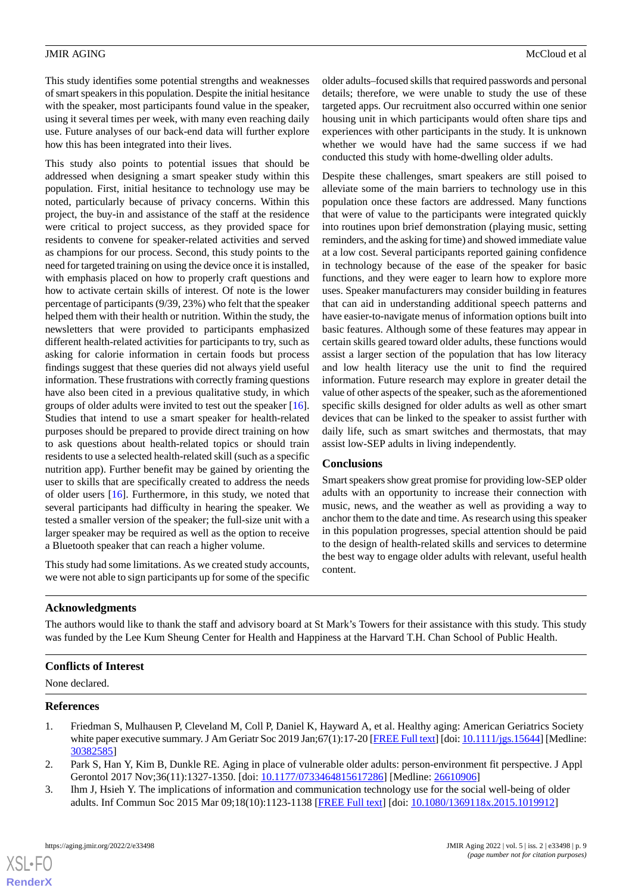This study identifies some potential strengths and weaknesses of smart speakers in this population. Despite the initial hesitance with the speaker, most participants found value in the speaker, using it several times per week, with many even reaching daily use. Future analyses of our back-end data will further explore how this has been integrated into their lives.

This study also points to potential issues that should be addressed when designing a smart speaker study within this population. First, initial hesitance to technology use may be noted, particularly because of privacy concerns. Within this project, the buy-in and assistance of the staff at the residence were critical to project success, as they provided space for residents to convene for speaker-related activities and served as champions for our process. Second, this study points to the need for targeted training on using the device once it is installed, with emphasis placed on how to properly craft questions and how to activate certain skills of interest. Of note is the lower percentage of participants (9/39, 23%) who felt that the speaker helped them with their health or nutrition. Within the study, the newsletters that were provided to participants emphasized different health-related activities for participants to try, such as asking for calorie information in certain foods but process findings suggest that these queries did not always yield useful information. These frustrations with correctly framing questions have also been cited in a previous qualitative study, in which groups of older adults were invited to test out the speaker [16]. Studies that intend to use a smart speaker for health-related purposes should be prepared to provide direct training on how to ask questions about health-related topics or should train residents to use a selected health-related skill (such as a specific nutrition app). Further benefit may be gained by orienting the user to skills that are specifically created to address the needs of older users [16]. Furthermore, in this study, we noted that several participants had difficulty in hearing the speaker. We tested a smaller version of the speaker; the full-size unit with a larger speaker may be required as well as the option to receive a Bluetooth speaker that can reach a higher volume.

This study had some limitations. As we created study accounts, we were not able to sign participants up for some of the specific older adults–focused skills that required passwords and personal details; therefore, we were unable to study the use of these targeted apps. Our recruitment also occurred within one senior housing unit in which participants would often share tips and experiences with other participants in the study. It is unknown whether we would have had the same success if we had conducted this study with home-dwelling older adults.

Despite these challenges, smart speakers are still poised to alleviate some of the main barriers to technology use in this population once these factors are addressed. Many functions that were of value to the participants were integrated quickly into routines upon brief demonstration (playing music, setting reminders, and the asking for time) and showed immediate value at a low cost. Several participants reported gaining confidence in technology because of the ease of the speaker for basic functions, and they were eager to learn how to explore more uses. Speaker manufacturers may consider building in features that can aid in understanding additional speech patterns and have easier-to-navigate menus of information options built into basic features. Although some of these features may appear in certain skills geared toward older adults, these functions would assist a larger section of the population that has low literacy and low health literacy use the unit to find the required information. Future research may explore in greater detail the value of other aspects of the speaker, such as the aforementioned specific skills designed for older adults as well as other smart devices that can be linked to the speaker to assist further with daily life, such as smart switches and thermostats, that may assist low-SEP adults in living independently.

## Conclusions

Smart speakers show great promise for providing low-SEP older adults with an opportunity to increase their connection with music, news, and the weather as well as providing a way to anchor them to the date and time. As research using this speaker in this population progresses, special attention should be paid to the design of health-related skills and services to determine the best way to engage older adults with relevant, useful health content.

## Acknowledgments

The authors would like to thank the staff and advisory board at St Mark's Towers for their assistance with this study. This study was funded by the Lee Kum Sheung Center for Health and Happiness at the Harvard T.H. Chan School of Public Health.

## Conflicts of Interest

None declared.

## References

1. Friedman S, Mulhausen P, Cleveland M, Coll P, Daniel K, Hayward A, et al. Healthy aging: American Geriatrics Society white paper executive summary. J Am Geriatr Soc 2019 Jan;67(1):17-20 [FREE Full text] [doi: 10.1111/jgs.15644] [Medline: 30382585]
2. Park S, Han Y, Kim B, Dunkle RE. Aging in place of vulnerable older adults: person-environment fit perspective. J Appl Gerontol 2017 Nov;36(11):1327-1350. [doi: 10.1177/0733464815617286] [Medline: 26610906]
3. Ihm J, Hsieh Y. The implications of information and communication technology use for the social well-being of older adults. Inf Commun Soc 2015 Mar 09;18(10):1123-1138 [FREE Full text] [doi: 10.1080/1369118x.2015.1019912]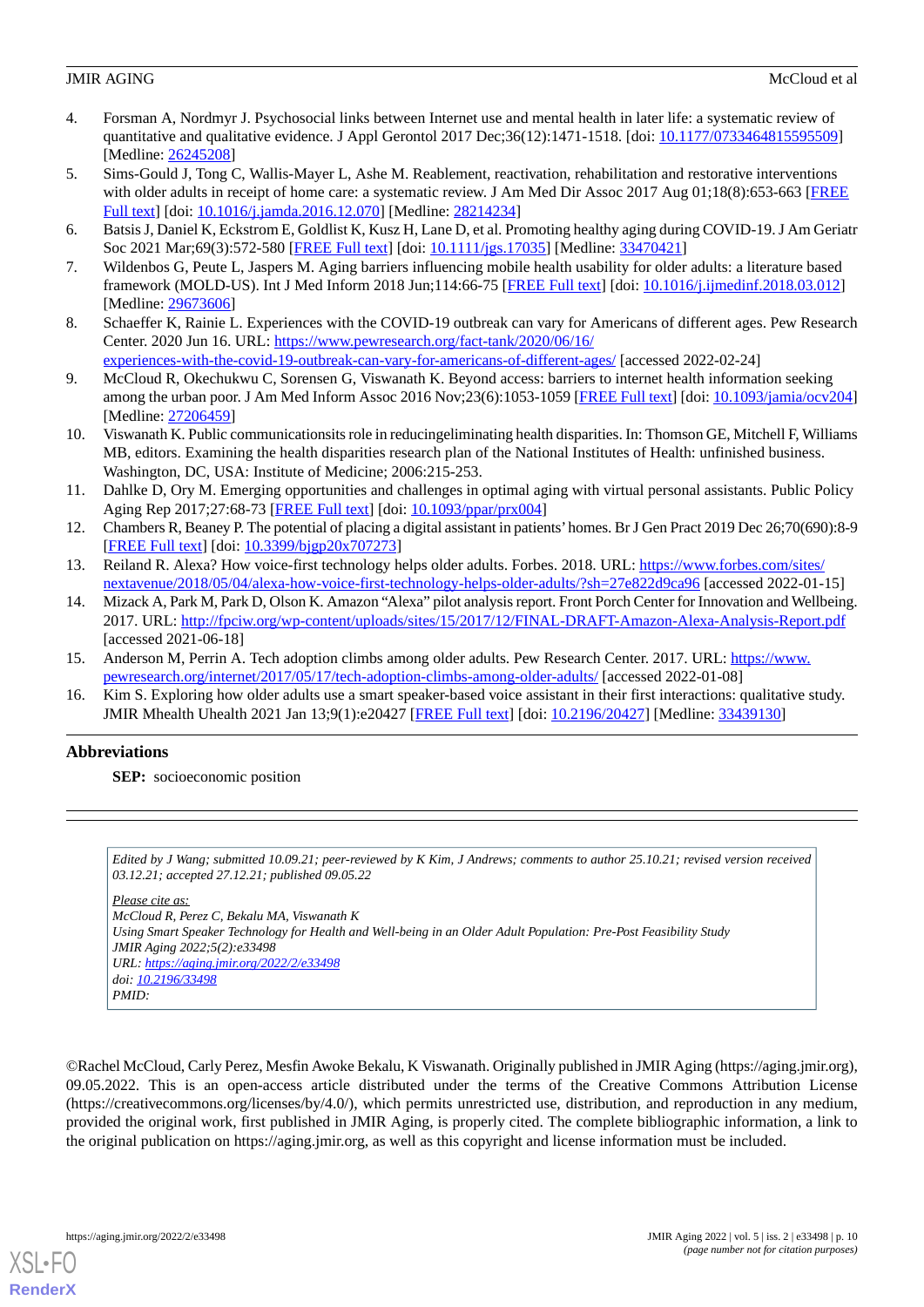4. Forsman A, Nordmyr J. Psychosocial links between Internet use and mental health in later life: a systematic review of quantitative and qualitative evidence. J Appl Gerontol 2017 Dec;36(12):1471-1518. [doi: 10.1177/0733464815595509] [Medline: 26245208]
5. Sims-Gould J, Tong C, Wallis-Mayer L, Ashe M. Reablement, reactivation, rehabilitation and restorative interventions with older adults in receipt of home care: a systematic review. J Am Med Dir Assoc 2017 Aug 01;18(8):653-663 [FREE Full text] [doi: 10.1016/j.jamda.2016.12.070] [Medline: 28214234]
6. Batsis J, Daniel K, Eckstrom E, Goldlist K, Kusz H, Lane D, et al. Promoting healthy aging during COVID-19. J Am Geriatr Soc 2021 Mar;69(3):572-580 [FREE Full text] [doi: 10.1111/jgs.17035] [Medline: 33470421]
7. Wildenbos G, Peute L, Jaspers M. Aging barriers influencing mobile health usability for older adults: a literature based framework (MOLD-US). Int J Med Inform 2018 Jun;114:66-75 [FREE Full text] [doi: 10.1016/j.ijmedinf.2018.03.012] [Medline: 29673606]
8. Schaeffer K, Rainie L. Experiences with the COVID-19 outbreak can vary for Americans of different ages. Pew Research Center. 2020 Jun 16. URL: https://www.pewresearch.org/fact-tank/2020/06/16/experiences-with-the-covid-19-outbreak-can-vary-for-americans-of-different-ages/ [accessed 2022-02-24]
9. McCloud R, Okechukwu C, Sorensen G, Viswanath K. Beyond access: barriers to internet health information seeking among the urban poor. J Am Med Inform Assoc 2016 Nov;23(6):1053-1059 [FREE Full text] [doi: 10.1093/jamia/ocv204] [Medline: 27206459]
10. Viswanath K. Public communicationsits role in reducingeliminating health disparities. In: Thomson GE, Mitchell F, Williams MB, editors. Examining the health disparities research plan of the National Institutes of Health: unfinished business. Washington, DC, USA: Institute of Medicine; 2006:215-253.
11. Dahlke D, Ory M. Emerging opportunities and challenges in optimal aging with virtual personal assistants. Public Policy Aging Rep 2017;27:68-73 [FREE Full text] [doi: 10.1093/ppar/prx004]
12. Chambers R, Beaney P. The potential of placing a digital assistant in patients' homes. Br J Gen Pract 2019 Dec 26;70(690):8-9 [FREE Full text] [doi: 10.3399/bjgp20x707273]
13. Reiland R. Alexa? How voice-first technology helps older adults. Forbes. 2018. URL: https://www.forbes.com/sites/nextavenue/2018/05/04/alexa-how-voice-first-technology-helps-older-adults/?sh=27e822d9ca96 [accessed 2022-01-15]
14. Mizack A, Park M, Park D, Olson K. Amazon "Alexa" pilot analysis report. Front Porch Center for Innovation and Wellbeing. 2017. URL: http://fpciw.org/wp-content/uploads/sites/15/2017/12/FINAL-DRAFT-Amazon-Alexa-Analysis-Report.pdf [accessed 2021-06-18]
15. Anderson M, Perrin A. Tech adoption climbs among older adults. Pew Research Center. 2017. URL: https://www.pewresearch.org/internet/2017/05/17/tech-adoption-climbs-among-older-adults/ [accessed 2022-01-08]
16. Kim S. Exploring how older adults use a smart speaker-based voice assistant in their first interactions: qualitative study. JMIR Mhealth Uhealth 2021 Jan 13;9(1):e20427 [FREE Full text] [doi: 10.2196/20427] [Medline: 33439130]

## Abbreviations

**SEP:** socioeconomic position

*Edited by J Wang; submitted 10.09.21; peer-reviewed by K Kim, J Andrews; comments to author 25.10.21; revised version received 03.12.21; accepted 27.12.21; published 09.05.22*

*Please cite as:*
*McCloud R, Perez C, Bekalu MA, Viswanath K*
*Using Smart Speaker Technology for Health and Well-being in an Older Adult Population: Pre-Post Feasibility Study*
*JMIR Aging 2022;5(2):e33498*
*URL: https://aging.jmir.org/2022/2/e33498*
*doi: 10.2196/33498*
*PMID:*

©Rachel McCloud, Carly Perez, Mesfin Awoke Bekalu, K Viswanath. Originally published in JMIR Aging (https://aging.jmir.org), 09.05.2022. This is an open-access article distributed under the terms of the Creative Commons Attribution License (https://creativecommons.org/licenses/by/4.0/), which permits unrestricted use, distribution, and reproduction in any medium, provided the original work, first published in JMIR Aging, is properly cited. The complete bibliographic information, a link to the original publication on https://aging.jmir.org, as well as this copyright and license information must be included.